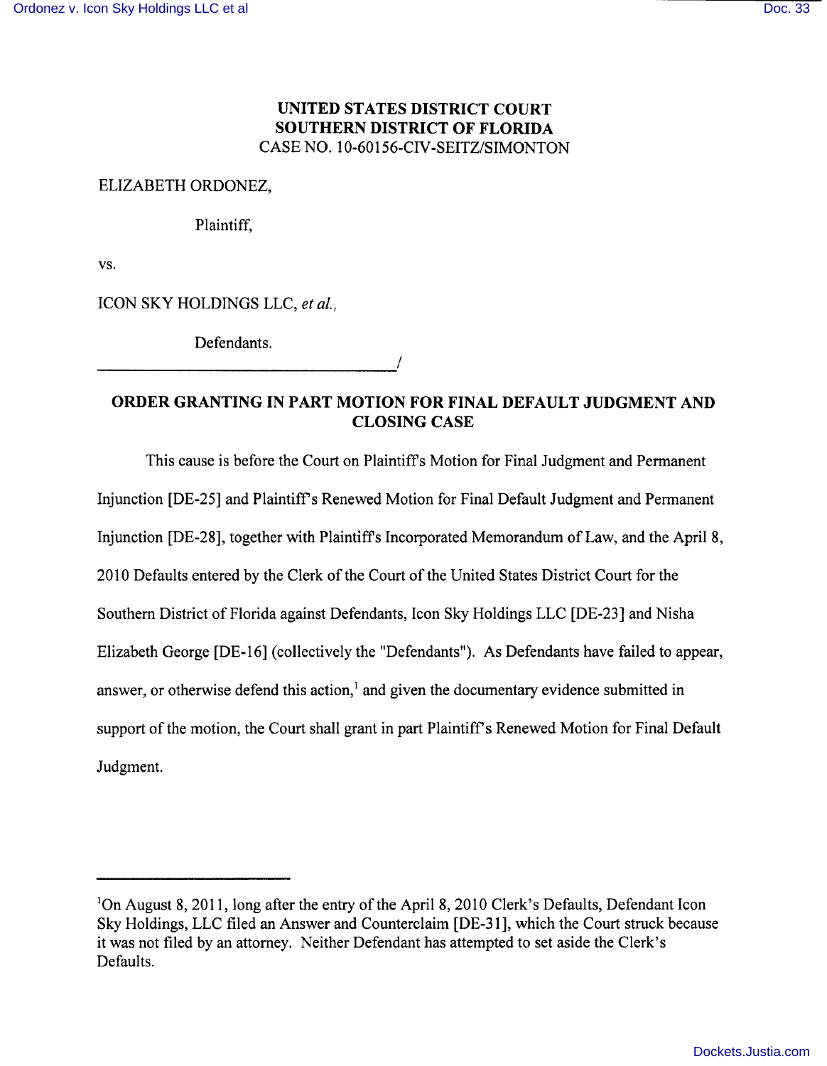**UNITED STATES DISTRICT COURT**
**SOUTHERN DISTRICT OF FLORIDA**
CASE NO. 10-60156-CIV-SEITZ/SIMONTON

ELIZABETH ORDONEZ,

Plaintiff,

vs.

ICON SKY HOLDINGS LLC, *et al.,*

Defendants.
_______________________________________/

**ORDER GRANTING IN PART MOTION FOR FINAL DEFAULT JUDGMENT AND CLOSING CASE**

This cause is before the Court on Plaintiff's Motion for Final Judgment and Permanent Injunction [DE-25] and Plaintiff's Renewed Motion for Final Default Judgment and Permanent Injunction [DE-28], together with Plaintiff's Incorporated Memorandum of Law, and the April 8, 2010 Defaults entered by the Clerk of the Court of the United States District Court for the Southern District of Florida against Defendants, Icon Sky Holdings LLC [DE-23] and Nisha Elizabeth George [DE-16] (collectively the "Defendants"). As Defendants have failed to appear, answer, or otherwise defend this action,[1] and given the documentary evidence submitted in support of the motion, the Court shall grant in part Plaintiff's Renewed Motion for Final Default Judgment.

---

[1]On August 8, 2011, long after the entry of the April 8, 2010 Clerk's Defaults, Defendant Icon Sky Holdings, LLC filed an Answer and Counterclaim [DE-31], which the Court struck because it was not filed by an attorney. Neither Defendant has attempted to set aside the Clerk's Defaults.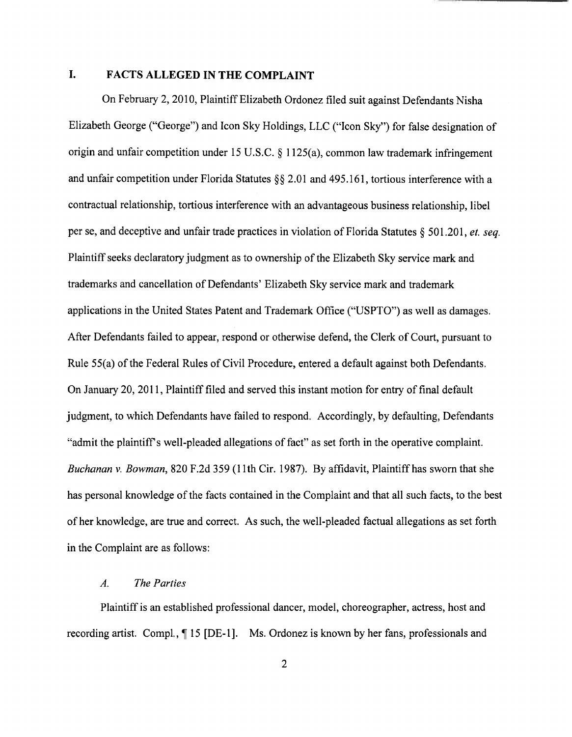## I. FACTS ALLEGED IN THE COMPLAINT

On February 2, 2010, Plaintiff Elizabeth Ordonez filed suit against Defendants Nisha Elizabeth George ("George") and Icon Sky Holdings, LLC ("Icon Sky") for false designation of origin and unfair competition under 15 U.S.C. § 1125(a), common law trademark infringement and unfair competition under Florida Statutes §§ 2.01 and 495.161, tortious interference with a contractual relationship, tortious interference with an advantageous business relationship, libel per se, and deceptive and unfair trade practices in violation of Florida Statutes § 501.201, *et. seq.* Plaintiff seeks declaratory judgment as to ownership of the Elizabeth Sky service mark and trademarks and cancellation of Defendants' Elizabeth Sky service mark and trademark applications in the United States Patent and Trademark Office ("USPTO") as well as damages. After Defendants failed to appear, respond or otherwise defend, the Clerk of Court, pursuant to Rule 55(a) of the Federal Rules of Civil Procedure, entered a default against both Defendants. On January 20, 2011, Plaintiff filed and served this instant motion for entry of final default judgment, to which Defendants have failed to respond. Accordingly, by defaulting, Defendants "admit the plaintiff's well-pleaded allegations of fact" as set forth in the operative complaint. *Buchanan v. Bowman*, 820 F.2d 359 (11th Cir. 1987). By affidavit, Plaintiff has sworn that she has personal knowledge of the facts contained in the Complaint and that all such facts, to the best of her knowledge, are true and correct. As such, the well-pleaded factual allegations as set forth in the Complaint are as follows:

### *A. The Parties*

Plaintiff is an established professional dancer, model, choreographer, actress, host and recording artist. Compl., ¶ 15 [DE-1]. Ms. Ordonez is known by her fans, professionals and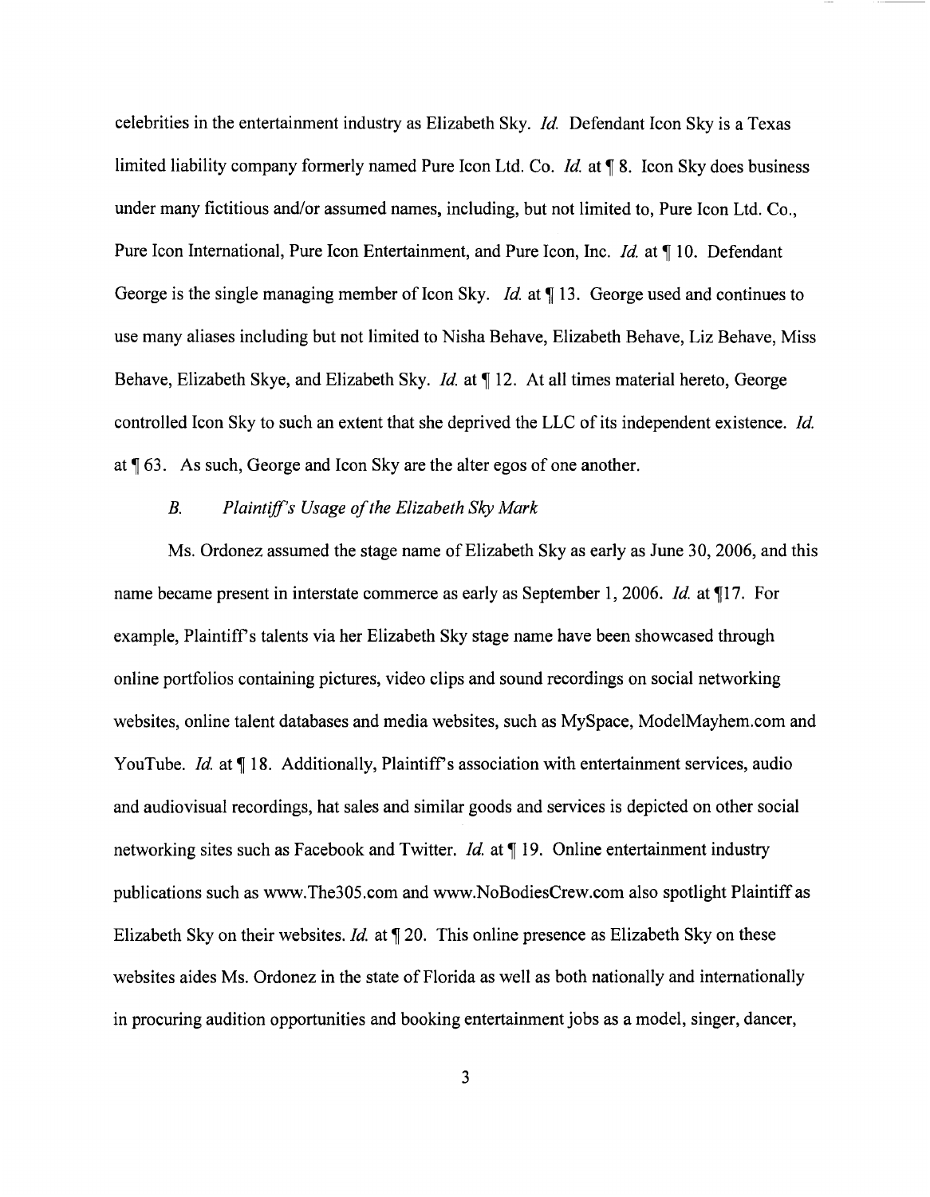celebrities in the entertainment industry as Elizabeth Sky. *Id.* Defendant Icon Sky is a Texas limited liability company formerly named Pure Icon Ltd. Co. *Id.* at ¶ 8. Icon Sky does business under many fictitious and/or assumed names, including, but not limited to, Pure Icon Ltd. Co., Pure Icon International, Pure Icon Entertainment, and Pure Icon, Inc. *Id.* at ¶ 10. Defendant George is the single managing member of Icon Sky. *Id.* at ¶ 13. George used and continues to use many aliases including but not limited to Nisha Behave, Elizabeth Behave, Liz Behave, Miss Behave, Elizabeth Skye, and Elizabeth Sky. *Id.* at ¶ 12. At all times material hereto, George controlled Icon Sky to such an extent that she deprived the LLC of its independent existence. *Id.* at ¶ 63. As such, George and Icon Sky are the alter egos of one another.

### *B. Plaintiff's Usage of the Elizabeth Sky Mark*

Ms. Ordonez assumed the stage name of Elizabeth Sky as early as June 30, 2006, and this name became present in interstate commerce as early as September 1, 2006. *Id.* at ¶17. For example, Plaintiff's talents via her Elizabeth Sky stage name have been showcased through online portfolios containing pictures, video clips and sound recordings on social networking websites, online talent databases and media websites, such as MySpace, ModelMayhem.com and YouTube. *Id.* at ¶ 18. Additionally, Plaintiff's association with entertainment services, audio and audiovisual recordings, hat sales and similar goods and services is depicted on other social networking sites such as Facebook and Twitter. *Id.* at ¶ 19. Online entertainment industry publications such as www.The305.com and www.NoBodiesCrew.com also spotlight Plaintiff as Elizabeth Sky on their websites. *Id.* at ¶ 20. This online presence as Elizabeth Sky on these websites aides Ms. Ordonez in the state of Florida as well as both nationally and internationally in procuring audition opportunities and booking entertainment jobs as a model, singer, dancer,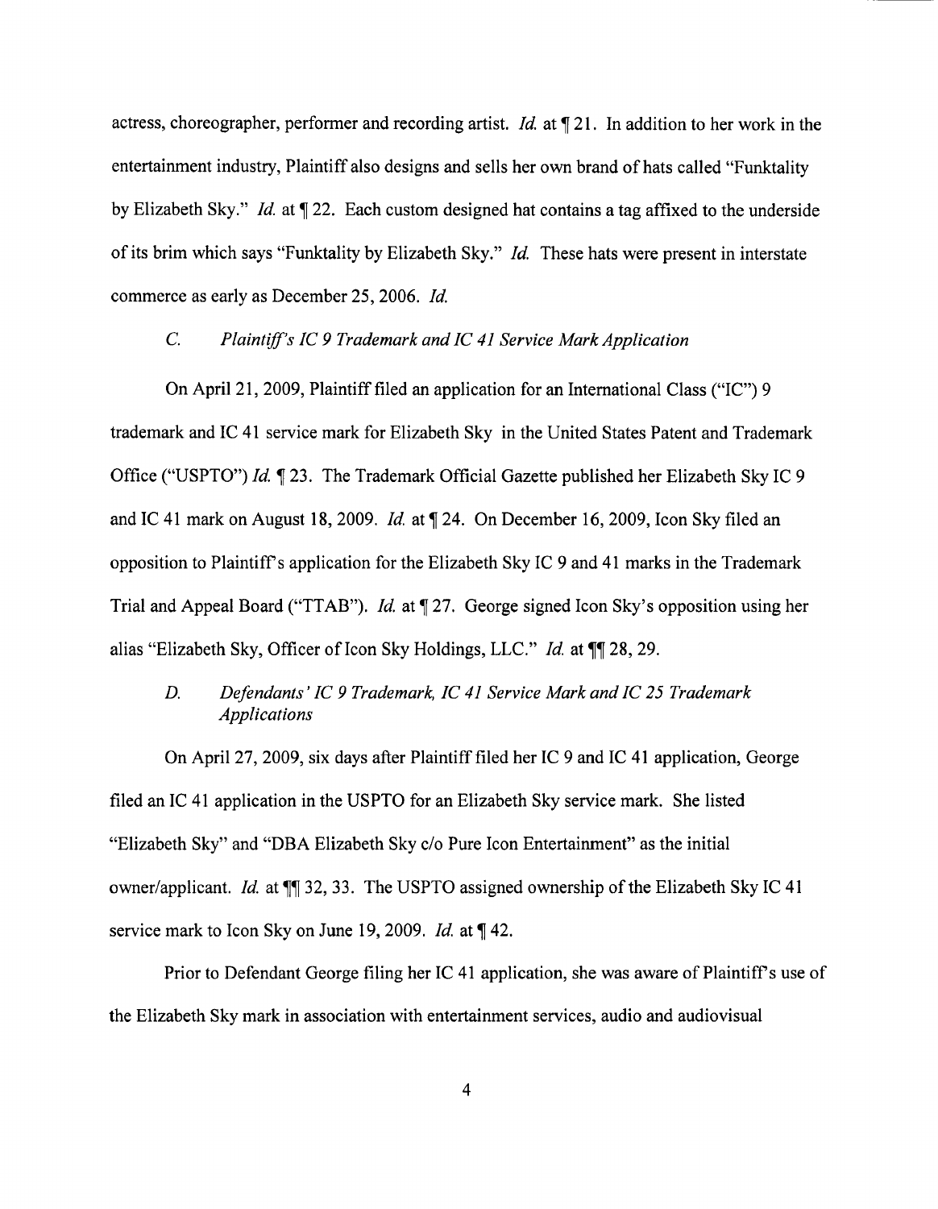actress, choreographer, performer and recording artist. *Id.* at ¶ 21. In addition to her work in the entertainment industry, Plaintiff also designs and sells her own brand of hats called "Funktality by Elizabeth Sky." *Id.* at ¶ 22. Each custom designed hat contains a tag affixed to the underside of its brim which says "Funktality by Elizabeth Sky." *Id.* These hats were present in interstate commerce as early as December 25, 2006. *Id.*

### *C. Plaintiff's IC 9 Trademark and IC 41 Service Mark Application*

On April 21, 2009, Plaintiff filed an application for an International Class ("IC") 9 trademark and IC 41 service mark for Elizabeth Sky in the United States Patent and Trademark Office ("USPTO") *Id.* ¶ 23. The Trademark Official Gazette published her Elizabeth Sky IC 9 and IC 41 mark on August 18, 2009. *Id.* at ¶ 24. On December 16, 2009, Icon Sky filed an opposition to Plaintiff's application for the Elizabeth Sky IC 9 and 41 marks in the Trademark Trial and Appeal Board ("TTAB"). *Id.* at ¶ 27. George signed Icon Sky's opposition using her alias "Elizabeth Sky, Officer of Icon Sky Holdings, LLC." *Id.* at ¶¶ 28, 29.

### *D. Defendants' IC 9 Trademark, IC 41 Service Mark and IC 25 Trademark Applications*

On April 27, 2009, six days after Plaintiff filed her IC 9 and IC 41 application, George filed an IC 41 application in the USPTO for an Elizabeth Sky service mark. She listed "Elizabeth Sky" and "DBA Elizabeth Sky c/o Pure Icon Entertainment" as the initial owner/applicant. *Id.* at ¶¶ 32, 33. The USPTO assigned ownership of the Elizabeth Sky IC 41 service mark to Icon Sky on June 19, 2009. *Id.* at ¶ 42.

Prior to Defendant George filing her IC 41 application, she was aware of Plaintiff's use of the Elizabeth Sky mark in association with entertainment services, audio and audiovisual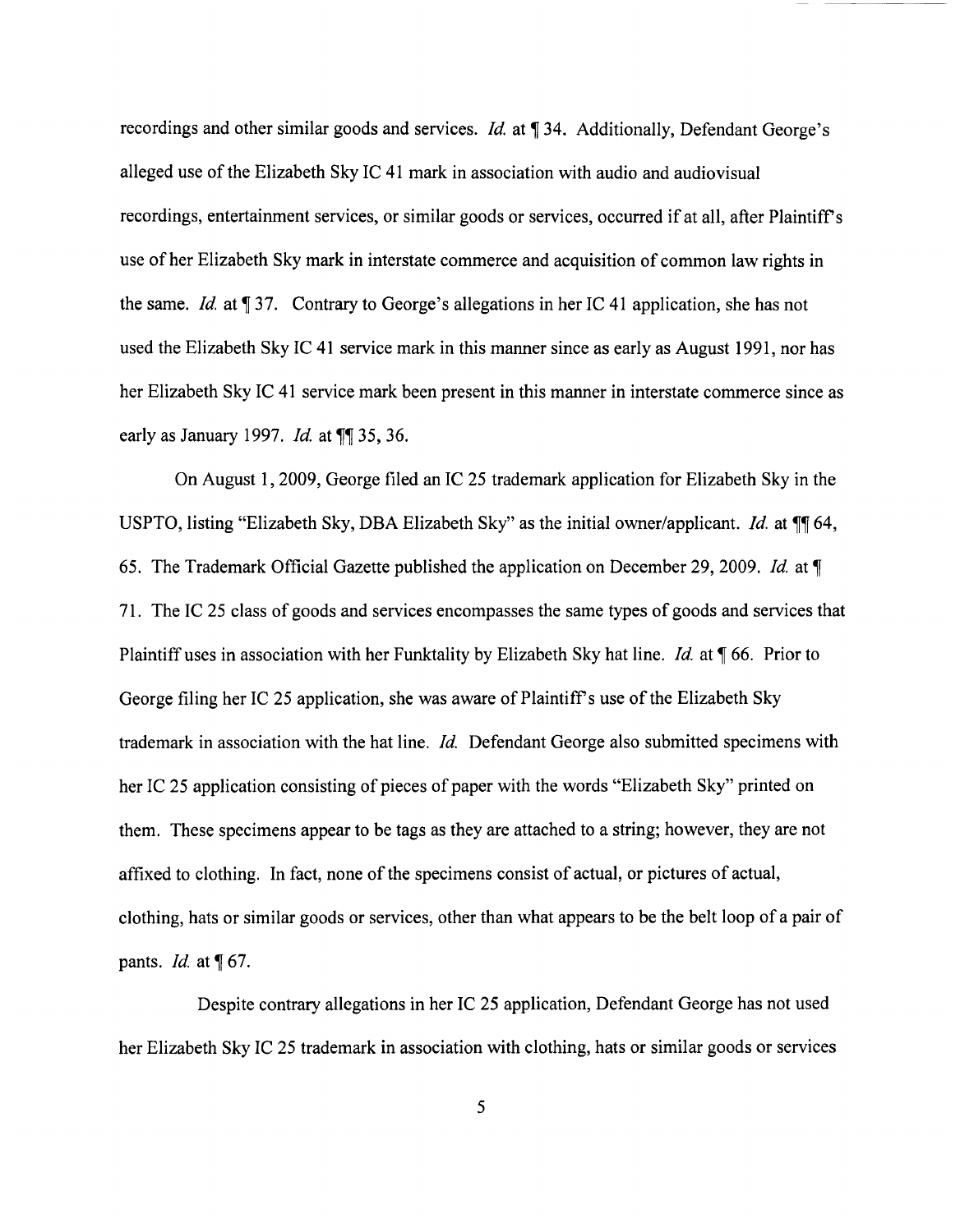recordings and other similar goods and services. *Id.* at ¶ 34. Additionally, Defendant George's alleged use of the Elizabeth Sky IC 41 mark in association with audio and audiovisual recordings, entertainment services, or similar goods or services, occurred if at all, after Plaintiff's use of her Elizabeth Sky mark in interstate commerce and acquisition of common law rights in the same. *Id.* at ¶ 37. Contrary to George's allegations in her IC 41 application, she has not used the Elizabeth Sky IC 41 service mark in this manner since as early as August 1991, nor has her Elizabeth Sky IC 41 service mark been present in this manner in interstate commerce since as early as January 1997. *Id.* at ¶¶ 35, 36.

On August 1, 2009, George filed an IC 25 trademark application for Elizabeth Sky in the USPTO, listing "Elizabeth Sky, DBA Elizabeth Sky" as the initial owner/applicant. *Id.* at ¶¶ 64, 65. The Trademark Official Gazette published the application on December 29, 2009. *Id.* at ¶ 71. The IC 25 class of goods and services encompasses the same types of goods and services that Plaintiff uses in association with her Funktality by Elizabeth Sky hat line. *Id.* at ¶ 66. Prior to George filing her IC 25 application, she was aware of Plaintiff's use of the Elizabeth Sky trademark in association with the hat line. *Id.* Defendant George also submitted specimens with her IC 25 application consisting of pieces of paper with the words "Elizabeth Sky" printed on them. These specimens appear to be tags as they are attached to a string; however, they are not affixed to clothing. In fact, none of the specimens consist of actual, or pictures of actual, clothing, hats or similar goods or services, other than what appears to be the belt loop of a pair of pants. *Id.* at ¶ 67.

Despite contrary allegations in her IC 25 application, Defendant George has not used her Elizabeth Sky IC 25 trademark in association with clothing, hats or similar goods or services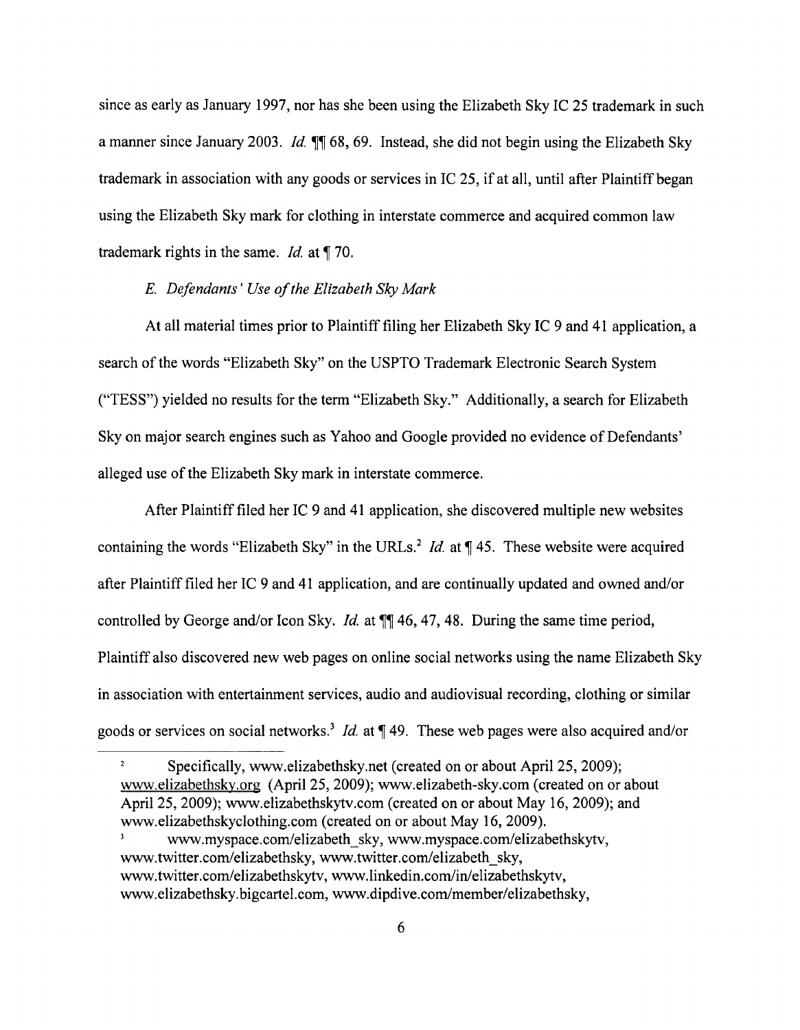since as early as January 1997, nor has she been using the Elizabeth Sky IC 25 trademark in such a manner since January 2003. *Id.* ¶¶ 68, 69. Instead, she did not begin using the Elizabeth Sky trademark in association with any goods or services in IC 25, if at all, until after Plaintiff began using the Elizabeth Sky mark for clothing in interstate commerce and acquired common law trademark rights in the same. *Id.* at ¶ 70.

*E. Defendants' Use of the Elizabeth Sky Mark*

At all material times prior to Plaintiff filing her Elizabeth Sky IC 9 and 41 application, a search of the words "Elizabeth Sky" on the USPTO Trademark Electronic Search System ("TESS") yielded no results for the term "Elizabeth Sky." Additionally, a search for Elizabeth Sky on major search engines such as Yahoo and Google provided no evidence of Defendants' alleged use of the Elizabeth Sky mark in interstate commerce.

After Plaintiff filed her IC 9 and 41 application, she discovered multiple new websites containing the words "Elizabeth Sky" in the URLs.[2] *Id.* at ¶ 45. These website were acquired after Plaintiff filed her IC 9 and 41 application, and are continually updated and owned and/or controlled by George and/or Icon Sky. *Id.* at ¶¶ 46, 47, 48. During the same time period, Plaintiff also discovered new web pages on online social networks using the name Elizabeth Sky in association with entertainment services, audio and audiovisual recording, clothing or similar goods or services on social networks.[3] *Id.* at ¶ 49. These web pages were also acquired and/or

---

[2] Specifically, www.elizabethsky.net (created on or about April 25, 2009); www.elizabethsky.org (April 25, 2009); www.elizabeth-sky.com (created on or about April 25, 2009); www.elizabethskytv.com (created on or about May 16, 2009); and www.elizabethskyclothing.com (created on or about May 16, 2009).

[3] www.myspace.com/elizabeth_sky, www.myspace.com/elizabethskytv, www.twitter.com/elizabethsky, www.twitter.com/elizabeth_sky, www.twitter.com/elizabethskytv, www.linkedin.com/in/elizabethskytv, www.elizabethsky.bigcartel.com, www.dipdive.com/member/elizabethsky,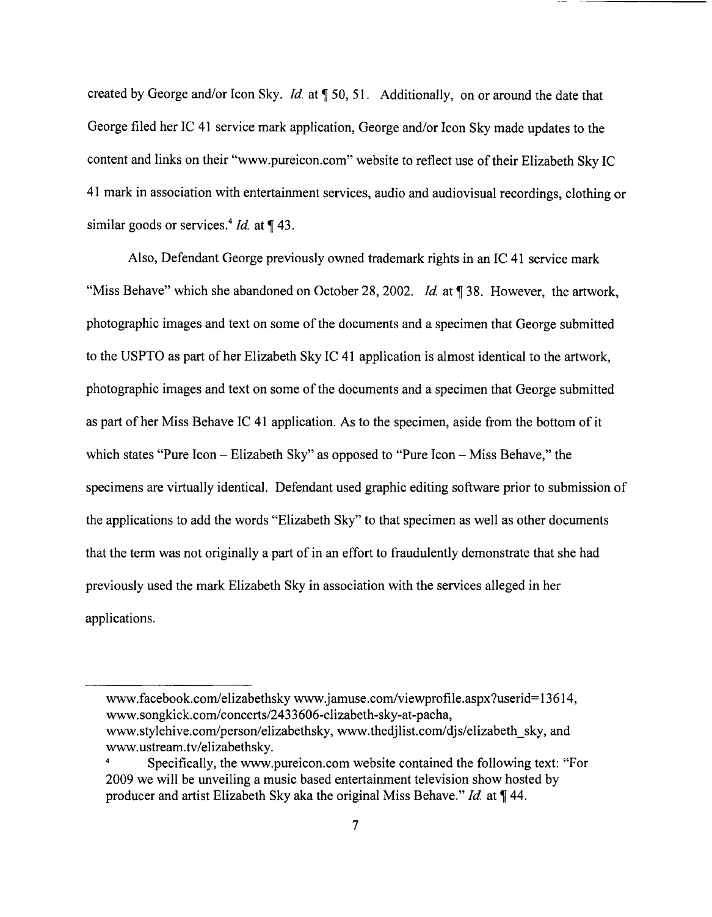created by George and/or Icon Sky. *Id.* at ¶ 50, 51. Additionally, on or around the date that George filed her IC 41 service mark application, George and/or Icon Sky made updates to the content and links on their "www.pureicon.com" website to reflect use of their Elizabeth Sky IC 41 mark in association with entertainment services, audio and audiovisual recordings, clothing or similar goods or services.[4] *Id.* at ¶ 43.

Also, Defendant George previously owned trademark rights in an IC 41 service mark "Miss Behave" which she abandoned on October 28, 2002. *Id.* at ¶ 38. However, the artwork, photographic images and text on some of the documents and a specimen that George submitted to the USPTO as part of her Elizabeth Sky IC 41 application is almost identical to the artwork, photographic images and text on some of the documents and a specimen that George submitted as part of her Miss Behave IC 41 application. As to the specimen, aside from the bottom of it which states "Pure Icon – Elizabeth Sky" as opposed to "Pure Icon – Miss Behave," the specimens are virtually identical. Defendant used graphic editing software prior to submission of the applications to add the words "Elizabeth Sky" to that specimen as well as other documents that the term was not originally a part of in an effort to fraudulently demonstrate that she had previously used the mark Elizabeth Sky in association with the services alleged in her applications.

---

www.facebook.com/elizabethsky www.jamuse.com/viewprofile.aspx?userid=13614, www.songkick.com/concerts/2433606-elizabeth-sky-at-pacha, www.stylehive.com/person/elizabethsky, www.thedjlist.com/djs/elizabeth_sky, and www.ustream.tv/elizabethsky.

[4] Specifically, the www.pureicon.com website contained the following text: "For 2009 we will be unveiling a music based entertainment television show hosted by producer and artist Elizabeth Sky aka the original Miss Behave." *Id.* at ¶ 44.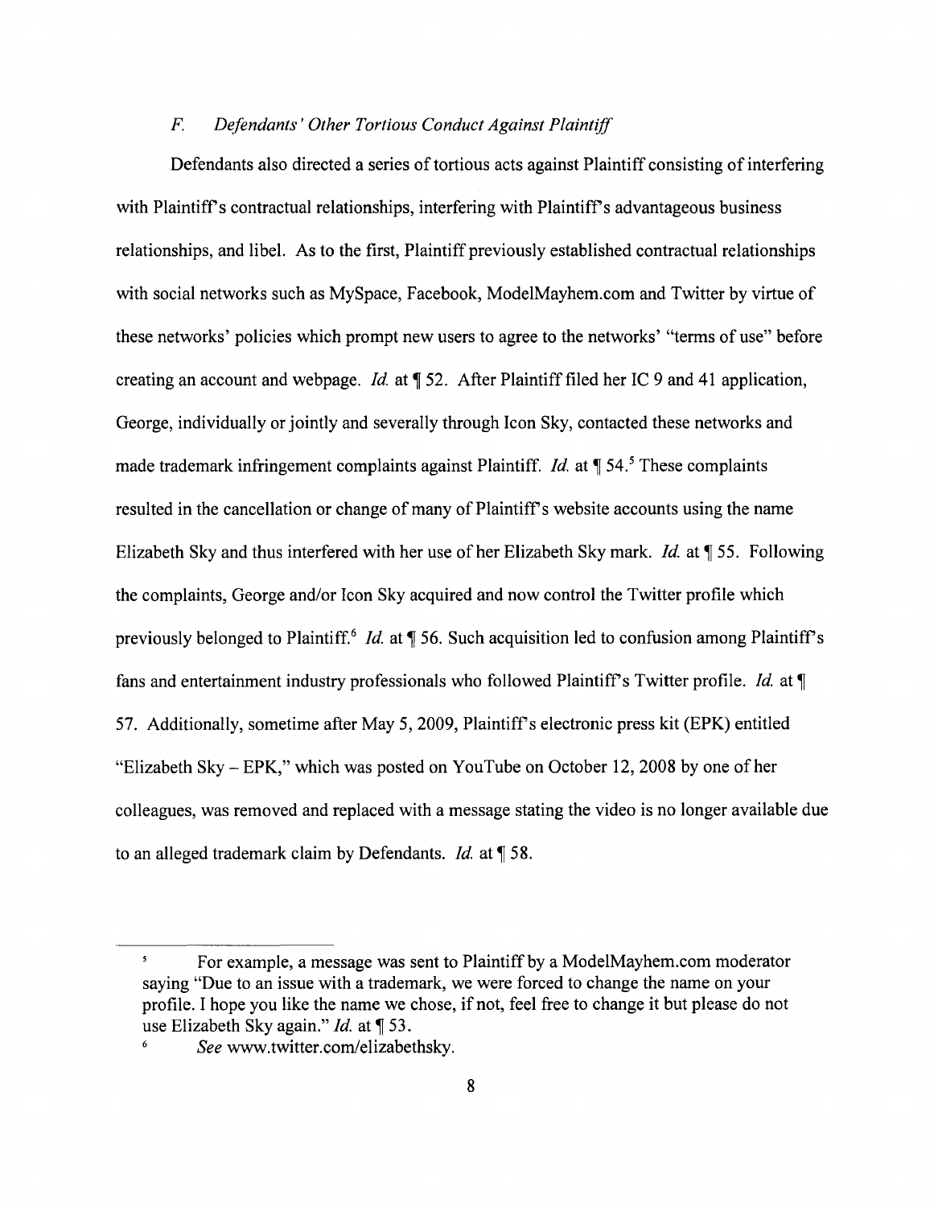### *F. Defendants' Other Tortious Conduct Against Plaintiff*

Defendants also directed a series of tortious acts against Plaintiff consisting of interfering with Plaintiff's contractual relationships, interfering with Plaintiff's advantageous business relationships, and libel. As to the first, Plaintiff previously established contractual relationships with social networks such as MySpace, Facebook, ModelMayhem.com and Twitter by virtue of these networks' policies which prompt new users to agree to the networks' "terms of use" before creating an account and webpage. *Id.* at ¶ 52. After Plaintiff filed her IC 9 and 41 application, George, individually or jointly and severally through Icon Sky, contacted these networks and made trademark infringement complaints against Plaintiff. *Id.* at ¶ 54.[5] These complaints resulted in the cancellation or change of many of Plaintiff's website accounts using the name Elizabeth Sky and thus interfered with her use of her Elizabeth Sky mark. *Id.* at ¶ 55. Following the complaints, George and/or Icon Sky acquired and now control the Twitter profile which previously belonged to Plaintiff.[6] *Id.* at ¶ 56. Such acquisition led to confusion among Plaintiff's fans and entertainment industry professionals who followed Plaintiff's Twitter profile. *Id.* at ¶ 57. Additionally, sometime after May 5, 2009, Plaintiff's electronic press kit (EPK) entitled "Elizabeth Sky – EPK," which was posted on YouTube on October 12, 2008 by one of her colleagues, was removed and replaced with a message stating the video is no longer available due to an alleged trademark claim by Defendants. *Id.* at ¶ 58.

---

[5] For example, a message was sent to Plaintiff by a ModelMayhem.com moderator saying "Due to an issue with a trademark, we were forced to change the name on your profile. I hope you like the name we chose, if not, feel free to change it but please do not use Elizabeth Sky again." *Id.* at ¶ 53.

[6] *See* www.twitter.com/elizabethsky.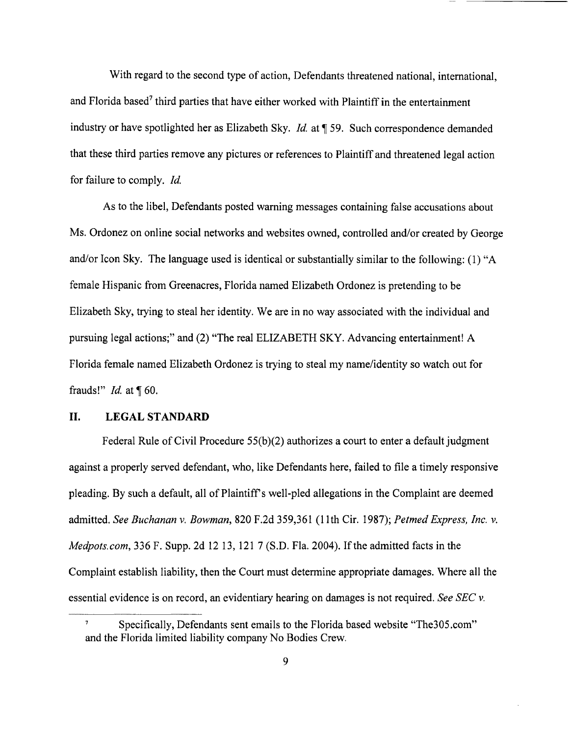With regard to the second type of action, Defendants threatened national, international, and Florida based[7] third parties that have either worked with Plaintiff in the entertainment industry or have spotlighted her as Elizabeth Sky. *Id.* at ¶ 59. Such correspondence demanded that these third parties remove any pictures or references to Plaintiff and threatened legal action for failure to comply. *Id.*

As to the libel, Defendants posted warning messages containing false accusations about Ms. Ordonez on online social networks and websites owned, controlled and/or created by George and/or Icon Sky. The language used is identical or substantially similar to the following: (1) "A female Hispanic from Greenacres, Florida named Elizabeth Ordonez is pretending to be Elizabeth Sky, trying to steal her identity. We are in no way associated with the individual and pursuing legal actions;" and (2) "The real ELIZABETH SKY. Advancing entertainment! A Florida female named Elizabeth Ordonez is trying to steal my name/identity so watch out for frauds!" *Id.* at ¶ 60.

## II. LEGAL STANDARD

Federal Rule of Civil Procedure 55(b)(2) authorizes a court to enter a default judgment against a properly served defendant, who, like Defendants here, failed to file a timely responsive pleading. By such a default, all of Plaintiff's well-pled allegations in the Complaint are deemed admitted. *See Buchanan v. Bowman*, 820 F.2d 359,361 (11th Cir. 1987); *Petmed Express, Inc. v. Medpots.com*, 336 F. Supp. 2d 12 13, 121 7 (S.D. Fla. 2004). If the admitted facts in the Complaint establish liability, then the Court must determine appropriate damages. Where all the essential evidence is on record, an evidentiary hearing on damages is not required. *See SEC v.*

---

[7] Specifically, Defendants sent emails to the Florida based website "The305.com" and the Florida limited liability company No Bodies Crew.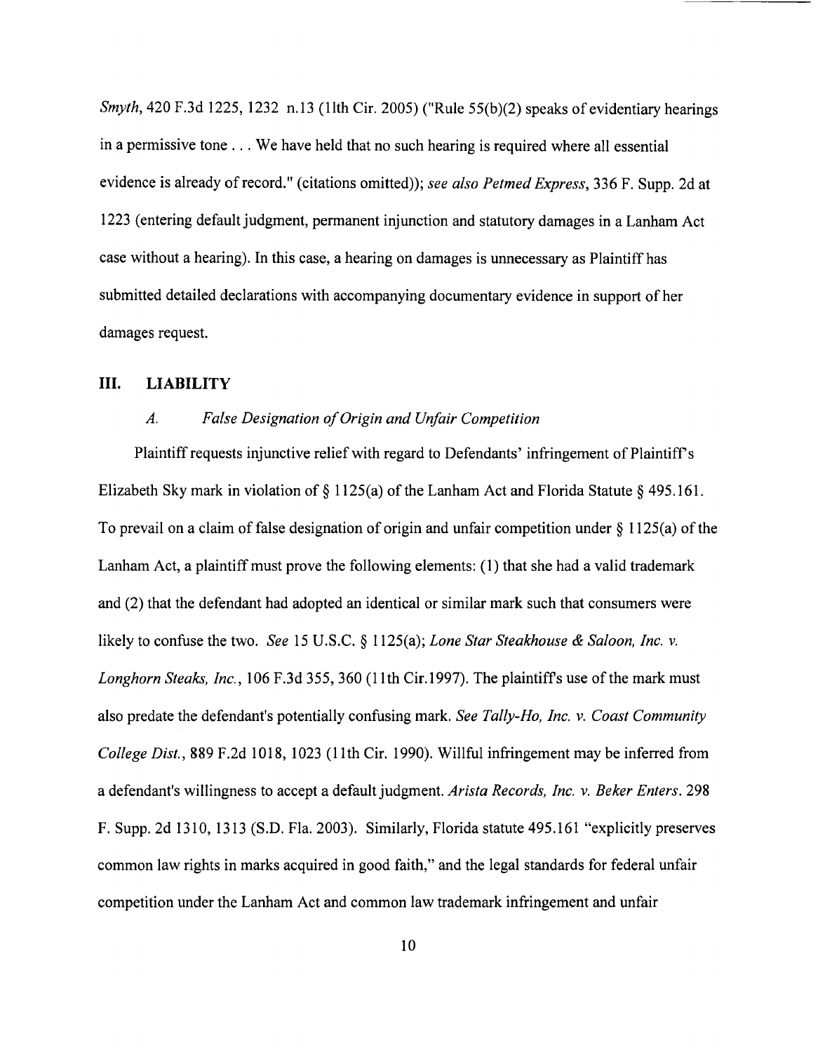*Smyth*, 420 F.3d 1225, 1232 n.13 (11th Cir. 2005) ("Rule 55(b)(2) speaks of evidentiary hearings in a permissive tone . . . We have held that no such hearing is required where all essential evidence is already of record." (citations omitted)); *see also Petmed Express*, 336 F. Supp. 2d at 1223 (entering default judgment, permanent injunction and statutory damages in a Lanham Act case without a hearing). In this case, a hearing on damages is unnecessary as Plaintiff has submitted detailed declarations with accompanying documentary evidence in support of her damages request.

## III. LIABILITY

### *A. False Designation of Origin and Unfair Competition*

Plaintiff requests injunctive relief with regard to Defendants' infringement of Plaintiff's Elizabeth Sky mark in violation of § 1125(a) of the Lanham Act and Florida Statute § 495.161. To prevail on a claim of false designation of origin and unfair competition under § 1125(a) of the Lanham Act, a plaintiff must prove the following elements: (1) that she had a valid trademark and (2) that the defendant had adopted an identical or similar mark such that consumers were likely to confuse the two. *See* 15 U.S.C. § 1125(a); *Lone Star Steakhouse & Saloon, Inc. v. Longhorn Steaks, Inc.*, 106 F.3d 355, 360 (11th Cir.1997). The plaintiff's use of the mark must also predate the defendant's potentially confusing mark. *See Tally-Ho, Inc. v. Coast Community College Dist.*, 889 F.2d 1018, 1023 (11th Cir. 1990). Willful infringement may be inferred from a defendant's willingness to accept a default judgment. *Arista Records, Inc. v. Beker Enters.* 298 F. Supp. 2d 1310, 1313 (S.D. Fla. 2003). Similarly, Florida statute 495.161 "explicitly preserves common law rights in marks acquired in good faith," and the legal standards for federal unfair competition under the Lanham Act and common law trademark infringement and unfair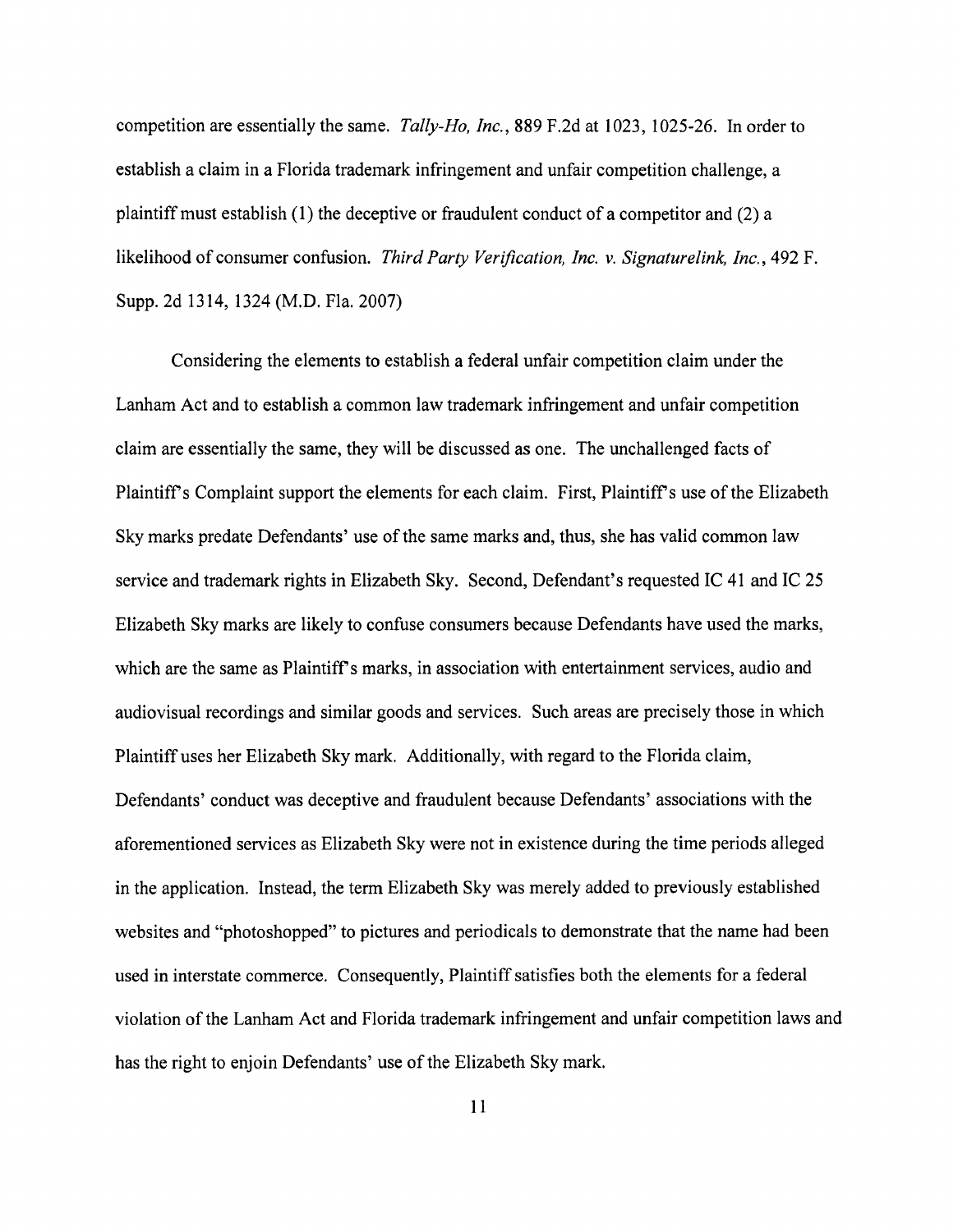competition are essentially the same. *Tally-Ho, Inc.*, 889 F.2d at 1023, 1025-26. In order to establish a claim in a Florida trademark infringement and unfair competition challenge, a plaintiff must establish (1) the deceptive or fraudulent conduct of a competitor and (2) a likelihood of consumer confusion. *Third Party Verification, Inc. v. Signaturelink, Inc.*, 492 F. Supp. 2d 1314, 1324 (M.D. Fla. 2007)

Considering the elements to establish a federal unfair competition claim under the Lanham Act and to establish a common law trademark infringement and unfair competition claim are essentially the same, they will be discussed as one. The unchallenged facts of Plaintiff's Complaint support the elements for each claim. First, Plaintiff's use of the Elizabeth Sky marks predate Defendants' use of the same marks and, thus, she has valid common law service and trademark rights in Elizabeth Sky. Second, Defendant's requested IC 41 and IC 25 Elizabeth Sky marks are likely to confuse consumers because Defendants have used the marks, which are the same as Plaintiff's marks, in association with entertainment services, audio and audiovisual recordings and similar goods and services. Such areas are precisely those in which Plaintiff uses her Elizabeth Sky mark. Additionally, with regard to the Florida claim, Defendants' conduct was deceptive and fraudulent because Defendants' associations with the aforementioned services as Elizabeth Sky were not in existence during the time periods alleged in the application. Instead, the term Elizabeth Sky was merely added to previously established websites and "photoshopped" to pictures and periodicals to demonstrate that the name had been used in interstate commerce. Consequently, Plaintiff satisfies both the elements for a federal violation of the Lanham Act and Florida trademark infringement and unfair competition laws and has the right to enjoin Defendants' use of the Elizabeth Sky mark.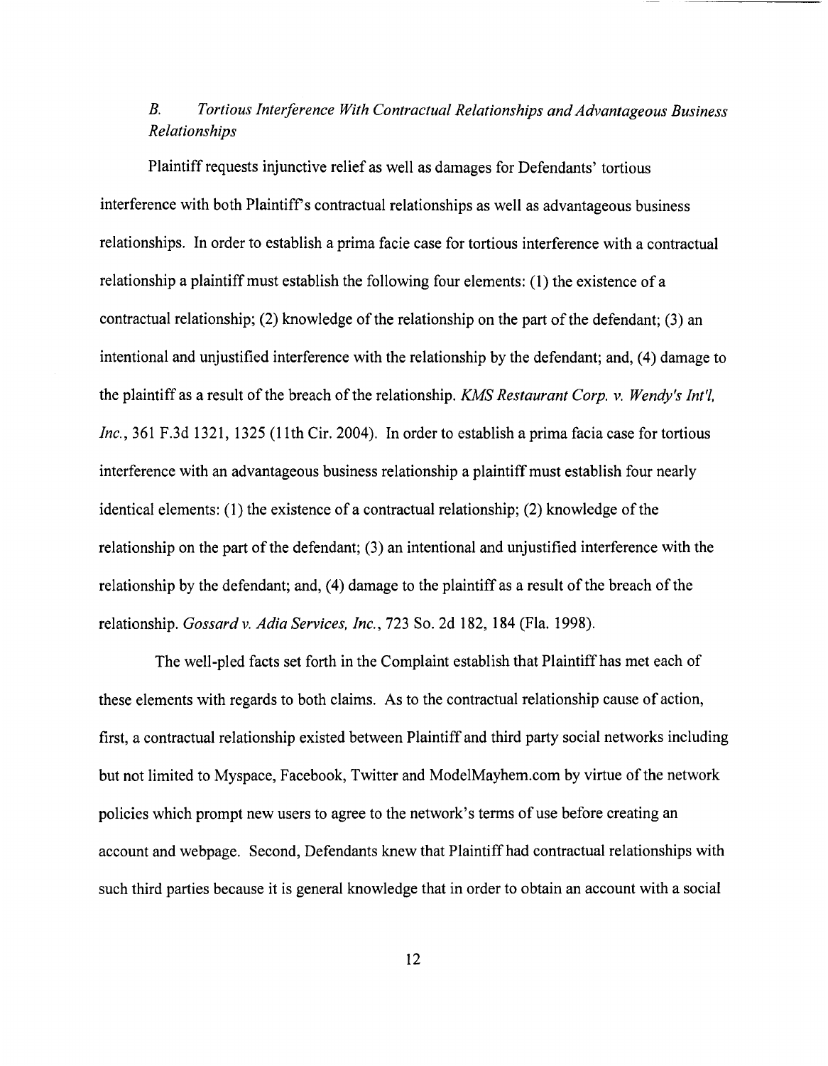### *B. Tortious Interference With Contractual Relationships and Advantageous Business Relationships*

Plaintiff requests injunctive relief as well as damages for Defendants' tortious interference with both Plaintiff's contractual relationships as well as advantageous business relationships. In order to establish a prima facie case for tortious interference with a contractual relationship a plaintiff must establish the following four elements: (1) the existence of a contractual relationship; (2) knowledge of the relationship on the part of the defendant; (3) an intentional and unjustified interference with the relationship by the defendant; and, (4) damage to the plaintiff as a result of the breach of the relationship. *KMS Restaurant Corp. v. Wendy's Int'l, Inc.*, 361 F.3d 1321, 1325 (11th Cir. 2004). In order to establish a prima facia case for tortious interference with an advantageous business relationship a plaintiff must establish four nearly identical elements: (1) the existence of a contractual relationship; (2) knowledge of the relationship on the part of the defendant; (3) an intentional and unjustified interference with the relationship by the defendant; and, (4) damage to the plaintiff as a result of the breach of the relationship. *Gossard v. Adia Services, Inc.*, 723 So. 2d 182, 184 (Fla. 1998).

The well-pled facts set forth in the Complaint establish that Plaintiff has met each of these elements with regards to both claims. As to the contractual relationship cause of action, first, a contractual relationship existed between Plaintiff and third party social networks including but not limited to Myspace, Facebook, Twitter and ModelMayhem.com by virtue of the network policies which prompt new users to agree to the network's terms of use before creating an account and webpage. Second, Defendants knew that Plaintiff had contractual relationships with such third parties because it is general knowledge that in order to obtain an account with a social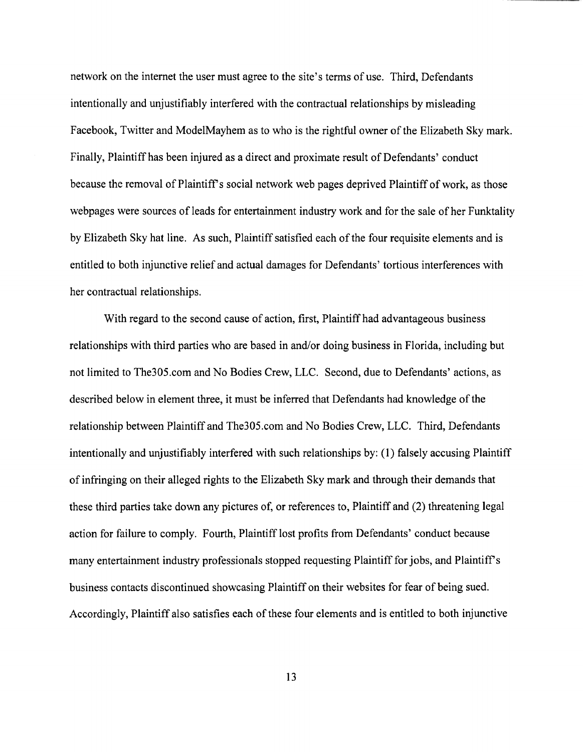network on the internet the user must agree to the site's terms of use. Third, Defendants intentionally and unjustifiably interfered with the contractual relationships by misleading Facebook, Twitter and ModelMayhem as to who is the rightful owner of the Elizabeth Sky mark. Finally, Plaintiff has been injured as a direct and proximate result of Defendants' conduct because the removal of Plaintiff's social network web pages deprived Plaintiff of work, as those webpages were sources of leads for entertainment industry work and for the sale of her Funktality by Elizabeth Sky hat line. As such, Plaintiff satisfied each of the four requisite elements and is entitled to both injunctive relief and actual damages for Defendants' tortious interferences with her contractual relationships.

With regard to the second cause of action, first, Plaintiff had advantageous business relationships with third parties who are based in and/or doing business in Florida, including but not limited to The305.com and No Bodies Crew, LLC. Second, due to Defendants' actions, as described below in element three, it must be inferred that Defendants had knowledge of the relationship between Plaintiff and The305.com and No Bodies Crew, LLC. Third, Defendants intentionally and unjustifiably interfered with such relationships by: (1) falsely accusing Plaintiff of infringing on their alleged rights to the Elizabeth Sky mark and through their demands that these third parties take down any pictures of, or references to, Plaintiff and (2) threatening legal action for failure to comply. Fourth, Plaintiff lost profits from Defendants' conduct because many entertainment industry professionals stopped requesting Plaintiff for jobs, and Plaintiff's business contacts discontinued showcasing Plaintiff on their websites for fear of being sued. Accordingly, Plaintiff also satisfies each of these four elements and is entitled to both injunctive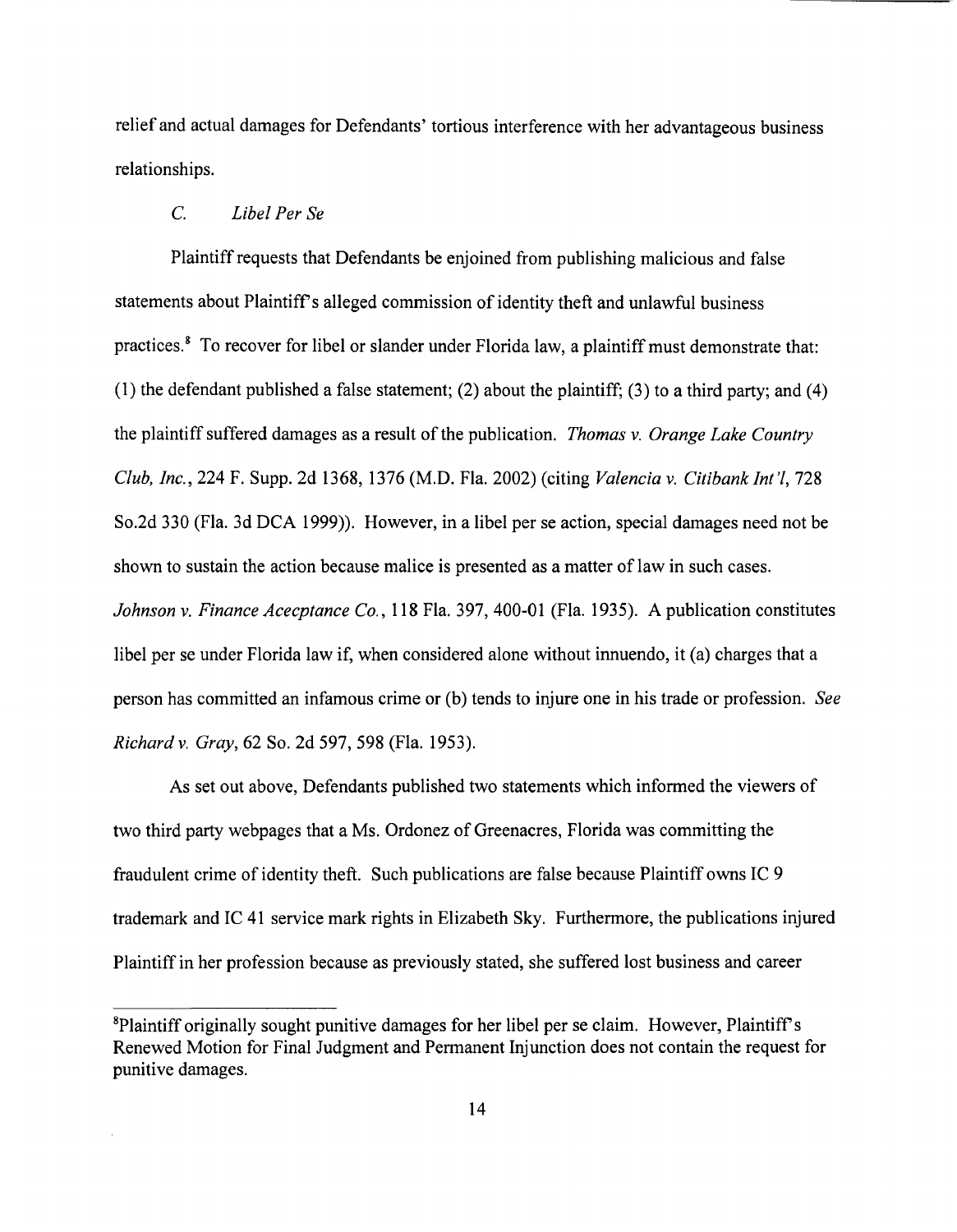relief and actual damages for Defendants' tortious interference with her advantageous business relationships.

### *C. Libel Per Se*

Plaintiff requests that Defendants be enjoined from publishing malicious and false statements about Plaintiff's alleged commission of identity theft and unlawful business practices.[8] To recover for libel or slander under Florida law, a plaintiff must demonstrate that: (1) the defendant published a false statement; (2) about the plaintiff; (3) to a third party; and (4) the plaintiff suffered damages as a result of the publication. *Thomas v. Orange Lake Country Club, Inc.*, 224 F. Supp. 2d 1368, 1376 (M.D. Fla. 2002) (citing *Valencia v. Citibank Int'l*, 728 So.2d 330 (Fla. 3d DCA 1999)). However, in a libel per se action, special damages need not be shown to sustain the action because malice is presented as a matter of law in such cases. *Johnson v. Finance Acecptance Co.*, 118 Fla. 397, 400-01 (Fla. 1935). A publication constitutes libel per se under Florida law if, when considered alone without innuendo, it (a) charges that a person has committed an infamous crime or (b) tends to injure one in his trade or profession. *See Richard v. Gray*, 62 So. 2d 597, 598 (Fla. 1953).

As set out above, Defendants published two statements which informed the viewers of two third party webpages that a Ms. Ordonez of Greenacres, Florida was committing the fraudulent crime of identity theft. Such publications are false because Plaintiff owns IC 9 trademark and IC 41 service mark rights in Elizabeth Sky. Furthermore, the publications injured Plaintiff in her profession because as previously stated, she suffered lost business and career

---

[8]Plaintiff originally sought punitive damages for her libel per se claim. However, Plaintiff's Renewed Motion for Final Judgment and Permanent Injunction does not contain the request for punitive damages.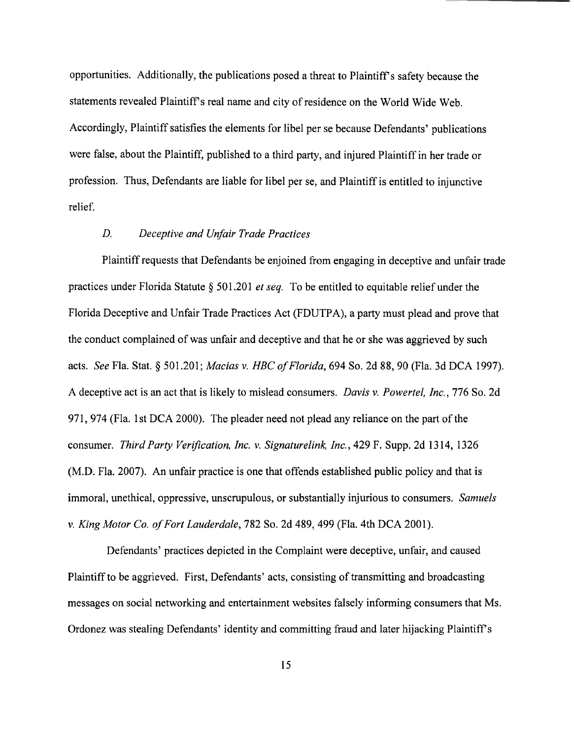opportunities. Additionally, the publications posed a threat to Plaintiff's safety because the statements revealed Plaintiff's real name and city of residence on the World Wide Web. Accordingly, Plaintiff satisfies the elements for libel per se because Defendants' publications were false, about the Plaintiff, published to a third party, and injured Plaintiff in her trade or profession. Thus, Defendants are liable for libel per se, and Plaintiff is entitled to injunctive relief.

### *D. Deceptive and Unfair Trade Practices*

Plaintiff requests that Defendants be enjoined from engaging in deceptive and unfair trade practices under Florida Statute § 501.201 *et seq.* To be entitled to equitable relief under the Florida Deceptive and Unfair Trade Practices Act (FDUTPA), a party must plead and prove that the conduct complained of was unfair and deceptive and that he or she was aggrieved by such acts. *See* Fla. Stat. § 501.201; *Macias v. HBC of Florida*, 694 So. 2d 88, 90 (Fla. 3d DCA 1997). A deceptive act is an act that is likely to mislead consumers. *Davis v. Powertel, Inc.*, 776 So. 2d 971, 974 (Fla. 1st DCA 2000). The pleader need not plead any reliance on the part of the consumer. *Third Party Verification, Inc. v. Signaturelink, Inc.*, 429 F. Supp. 2d 1314, 1326 (M.D. Fla. 2007). An unfair practice is one that offends established public policy and that is immoral, unethical, oppressive, unscrupulous, or substantially injurious to consumers. *Samuels v. King Motor Co. of Fort Lauderdale*, 782 So. 2d 489, 499 (Fla. 4th DCA 2001).

Defendants' practices depicted in the Complaint were deceptive, unfair, and caused Plaintiff to be aggrieved. First, Defendants' acts, consisting of transmitting and broadcasting messages on social networking and entertainment websites falsely informing consumers that Ms. Ordonez was stealing Defendants' identity and committing fraud and later hijacking Plaintiff's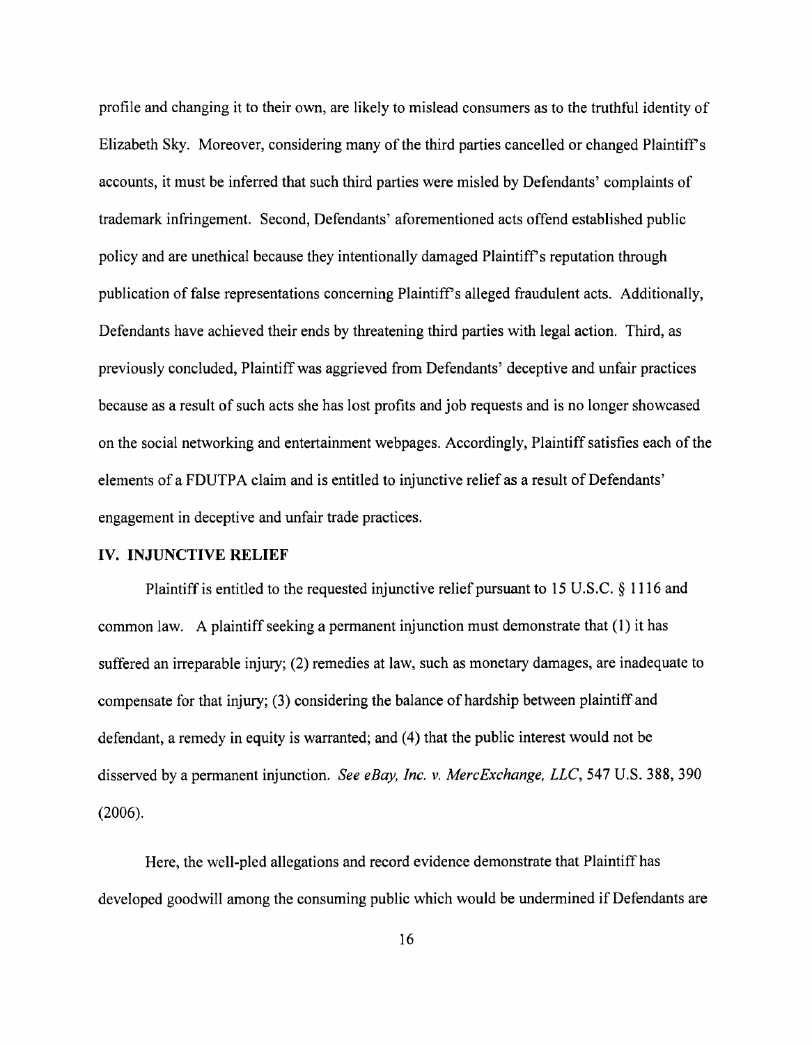profile and changing it to their own, are likely to mislead consumers as to the truthful identity of Elizabeth Sky. Moreover, considering many of the third parties cancelled or changed Plaintiff's accounts, it must be inferred that such third parties were misled by Defendants' complaints of trademark infringement. Second, Defendants' aforementioned acts offend established public policy and are unethical because they intentionally damaged Plaintiff's reputation through publication of false representations concerning Plaintiff's alleged fraudulent acts. Additionally, Defendants have achieved their ends by threatening third parties with legal action. Third, as previously concluded, Plaintiff was aggrieved from Defendants' deceptive and unfair practices because as a result of such acts she has lost profits and job requests and is no longer showcased on the social networking and entertainment webpages. Accordingly, Plaintiff satisfies each of the elements of a FDUTPA claim and is entitled to injunctive relief as a result of Defendants' engagement in deceptive and unfair trade practices.

## IV. INJUNCTIVE RELIEF

Plaintiff is entitled to the requested injunctive relief pursuant to 15 U.S.C. § 1116 and common law. A plaintiff seeking a permanent injunction must demonstrate that (1) it has suffered an irreparable injury; (2) remedies at law, such as monetary damages, are inadequate to compensate for that injury; (3) considering the balance of hardship between plaintiff and defendant, a remedy in equity is warranted; and (4) that the public interest would not be disserved by a permanent injunction. *See eBay, Inc. v. MercExchange, LLC*, 547 U.S. 388, 390 (2006).

Here, the well-pled allegations and record evidence demonstrate that Plaintiff has developed goodwill among the consuming public which would be undermined if Defendants are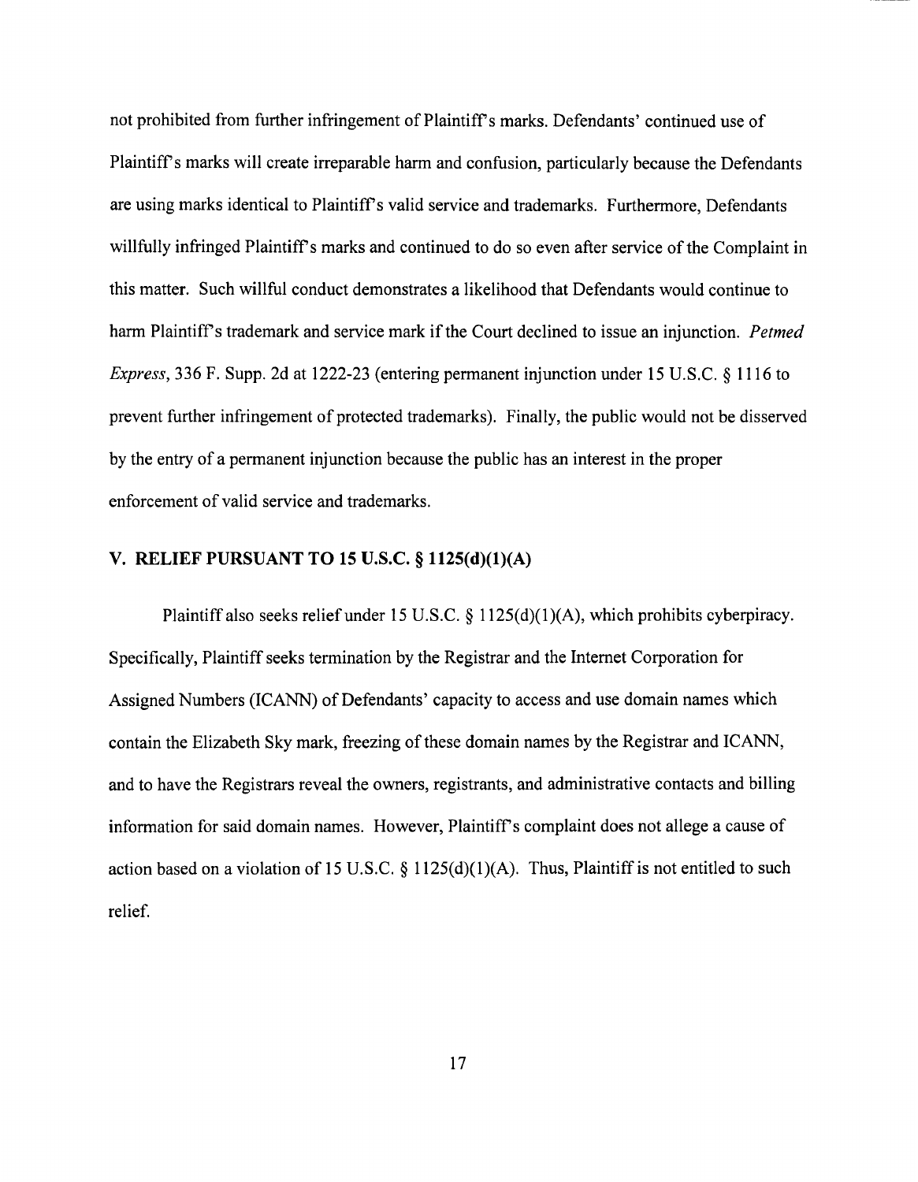not prohibited from further infringement of Plaintiff's marks. Defendants' continued use of Plaintiff's marks will create irreparable harm and confusion, particularly because the Defendants are using marks identical to Plaintiff's valid service and trademarks. Furthermore, Defendants willfully infringed Plaintiff's marks and continued to do so even after service of the Complaint in this matter. Such willful conduct demonstrates a likelihood that Defendants would continue to harm Plaintiff's trademark and service mark if the Court declined to issue an injunction. *Petmed Express*, 336 F. Supp. 2d at 1222-23 (entering permanent injunction under 15 U.S.C. § 1116 to prevent further infringement of protected trademarks). Finally, the public would not be disserved by the entry of a permanent injunction because the public has an interest in the proper enforcement of valid service and trademarks.

## V. RELIEF PURSUANT TO 15 U.S.C. § 1125(d)(1)(A)

Plaintiff also seeks relief under 15 U.S.C. § 1125(d)(1)(A), which prohibits cyberpiracy. Specifically, Plaintiff seeks termination by the Registrar and the Internet Corporation for Assigned Numbers (ICANN) of Defendants' capacity to access and use domain names which contain the Elizabeth Sky mark, freezing of these domain names by the Registrar and ICANN, and to have the Registrars reveal the owners, registrants, and administrative contacts and billing information for said domain names. However, Plaintiff's complaint does not allege a cause of action based on a violation of 15 U.S.C. § 1125(d)(1)(A). Thus, Plaintiff is not entitled to such relief.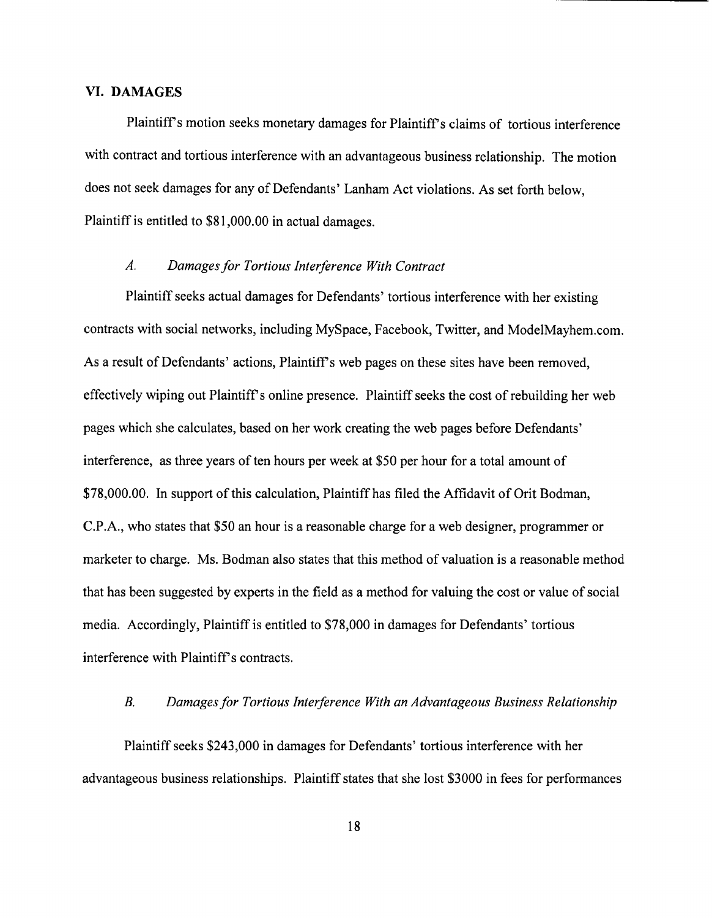## VI. DAMAGES

Plaintiff's motion seeks monetary damages for Plaintiff's claims of tortious interference with contract and tortious interference with an advantageous business relationship. The motion does not seek damages for any of Defendants' Lanham Act violations. As set forth below, Plaintiff is entitled to $81,000.00 in actual damages.

### *A. Damages for Tortious Interference With Contract*

Plaintiff seeks actual damages for Defendants' tortious interference with her existing contracts with social networks, including MySpace, Facebook, Twitter, and ModelMayhem.com. As a result of Defendants' actions, Plaintiff's web pages on these sites have been removed, effectively wiping out Plaintiff's online presence. Plaintiff seeks the cost of rebuilding her web pages which she calculates, based on her work creating the web pages before Defendants' interference, as three years of ten hours per week at $50 per hour for a total amount of $78,000.00. In support of this calculation, Plaintiff has filed the Affidavit of Orit Bodman, C.P.A., who states that $50 an hour is a reasonable charge for a web designer, programmer or marketer to charge. Ms. Bodman also states that this method of valuation is a reasonable method that has been suggested by experts in the field as a method for valuing the cost or value of social media. Accordingly, Plaintiff is entitled to $78,000 in damages for Defendants' tortious interference with Plaintiff's contracts.

### *B. Damages for Tortious Interference With an Advantageous Business Relationship*

Plaintiff seeks $243,000 in damages for Defendants' tortious interference with her advantageous business relationships. Plaintiff states that she lost $3000 in fees for performances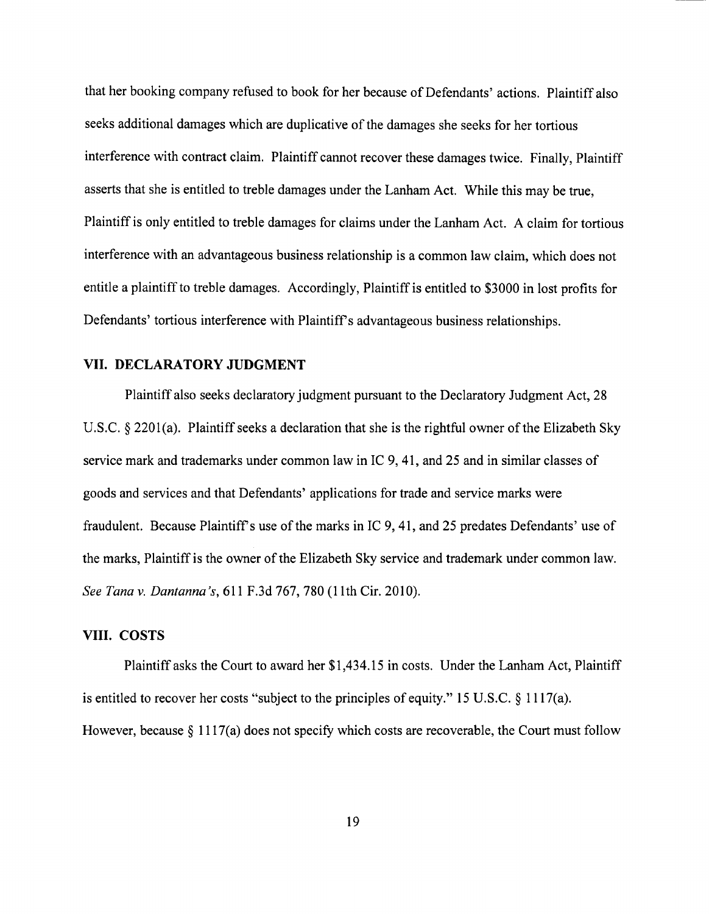that her booking company refused to book for her because of Defendants' actions. Plaintiff also seeks additional damages which are duplicative of the damages she seeks for her tortious interference with contract claim. Plaintiff cannot recover these damages twice. Finally, Plaintiff asserts that she is entitled to treble damages under the Lanham Act. While this may be true, Plaintiff is only entitled to treble damages for claims under the Lanham Act. A claim for tortious interference with an advantageous business relationship is a common law claim, which does not entitle a plaintiff to treble damages. Accordingly, Plaintiff is entitled to $3000 in lost profits for Defendants' tortious interference with Plaintiff's advantageous business relationships.

## VII. DECLARATORY JUDGMENT

Plaintiff also seeks declaratory judgment pursuant to the Declaratory Judgment Act, 28 U.S.C. § 2201(a). Plaintiff seeks a declaration that she is the rightful owner of the Elizabeth Sky service mark and trademarks under common law in IC 9, 41, and 25 and in similar classes of goods and services and that Defendants' applications for trade and service marks were fraudulent. Because Plaintiff's use of the marks in IC 9, 41, and 25 predates Defendants' use of the marks, Plaintiff is the owner of the Elizabeth Sky service and trademark under common law. *See Tana v. Dantanna's*, 611 F.3d 767, 780 (11th Cir. 2010).

## VIII. COSTS

Plaintiff asks the Court to award her $1,434.15 in costs. Under the Lanham Act, Plaintiff is entitled to recover her costs "subject to the principles of equity." 15 U.S.C. § 1117(a). However, because § 1117(a) does not specify which costs are recoverable, the Court must follow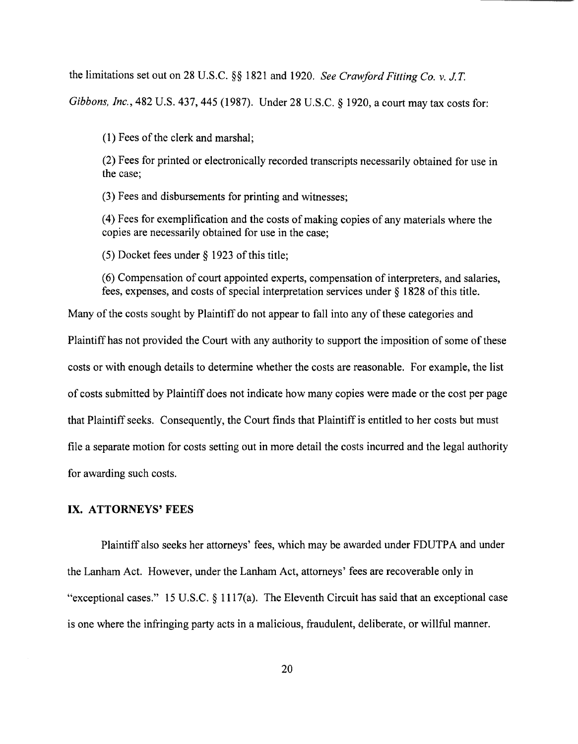the limitations set out on 28 U.S.C. §§ 1821 and 1920. *See Crawford Fitting Co. v. J.T. Gibbons, Inc.*, 482 U.S. 437, 445 (1987). Under 28 U.S.C. § 1920, a court may tax costs for:

> (1) Fees of the clerk and marshal;
>
> (2) Fees for printed or electronically recorded transcripts necessarily obtained for use in the case;
>
> (3) Fees and disbursements for printing and witnesses;
>
> (4) Fees for exemplification and the costs of making copies of any materials where the copies are necessarily obtained for use in the case;
>
> (5) Docket fees under § 1923 of this title;
>
> (6) Compensation of court appointed experts, compensation of interpreters, and salaries, fees, expenses, and costs of special interpretation services under § 1828 of this title.

Many of the costs sought by Plaintiff do not appear to fall into any of these categories and Plaintiff has not provided the Court with any authority to support the imposition of some of these costs or with enough details to determine whether the costs are reasonable. For example, the list of costs submitted by Plaintiff does not indicate how many copies were made or the cost per page that Plaintiff seeks. Consequently, the Court finds that Plaintiff is entitled to her costs but must file a separate motion for costs setting out in more detail the costs incurred and the legal authority for awarding such costs.

## IX. ATTORNEYS' FEES

Plaintiff also seeks her attorneys' fees, which may be awarded under FDUTPA and under the Lanham Act. However, under the Lanham Act, attorneys' fees are recoverable only in "exceptional cases." 15 U.S.C. § 1117(a). The Eleventh Circuit has said that an exceptional case is one where the infringing party acts in a malicious, fraudulent, deliberate, or willful manner.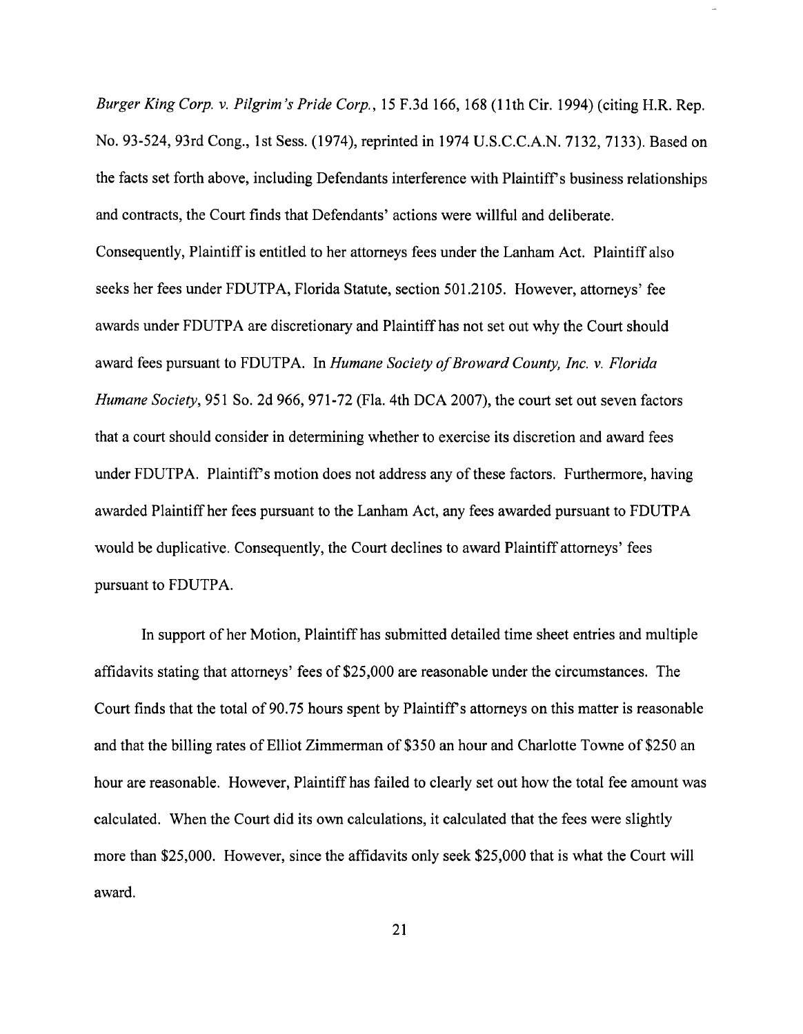*Burger King Corp. v. Pilgrim's Pride Corp.*, 15 F.3d 166, 168 (11th Cir. 1994) (citing H.R. Rep. No. 93-524, 93rd Cong., 1st Sess. (1974), reprinted in 1974 U.S.C.C.A.N. 7132, 7133). Based on the facts set forth above, including Defendants interference with Plaintiff's business relationships and contracts, the Court finds that Defendants' actions were willful and deliberate. Consequently, Plaintiff is entitled to her attorneys fees under the Lanham Act. Plaintiff also seeks her fees under FDUTPA, Florida Statute, section 501.2105. However, attorneys' fee awards under FDUTPA are discretionary and Plaintiff has not set out why the Court should award fees pursuant to FDUTPA. In *Humane Society of Broward County, Inc. v. Florida Humane Society*, 951 So. 2d 966, 971-72 (Fla. 4th DCA 2007), the court set out seven factors that a court should consider in determining whether to exercise its discretion and award fees under FDUTPA. Plaintiff's motion does not address any of these factors. Furthermore, having awarded Plaintiff her fees pursuant to the Lanham Act, any fees awarded pursuant to FDUTPA would be duplicative. Consequently, the Court declines to award Plaintiff attorneys' fees pursuant to FDUTPA.

In support of her Motion, Plaintiff has submitted detailed time sheet entries and multiple affidavits stating that attorneys' fees of $25,000 are reasonable under the circumstances. The Court finds that the total of 90.75 hours spent by Plaintiff's attorneys on this matter is reasonable and that the billing rates of Elliot Zimmerman of $350 an hour and Charlotte Towne of $250 an hour are reasonable. However, Plaintiff has failed to clearly set out how the total fee amount was calculated. When the Court did its own calculations, it calculated that the fees were slightly more than $25,000. However, since the affidavits only seek $25,000 that is what the Court will award.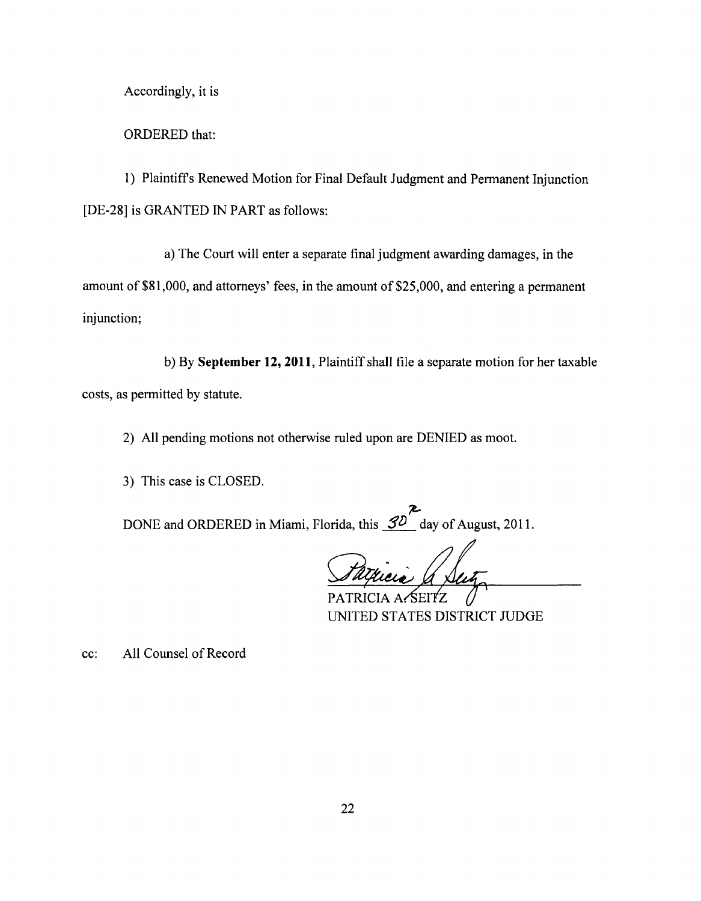Accordingly, it is

ORDERED that:

1) Plaintiff's Renewed Motion for Final Default Judgment and Permanent Injunction [DE-28] is GRANTED IN PART as follows:

a) The Court will enter a separate final judgment awarding damages, in the amount of $81,000, and attorneys' fees, in the amount of $25,000, and entering a permanent injunction;

b) By **September 12, 2011**, Plaintiff shall file a separate motion for her taxable costs, as permitted by statute.

2) All pending motions not otherwise ruled upon are DENIED as moot.

3) This case is CLOSED.

DONE and ORDERED in Miami, Florida, this 30th day of August, 2011.

PATRICIA A. SEITZ
UNITED STATES DISTRICT JUDGE

cc: All Counsel of Record